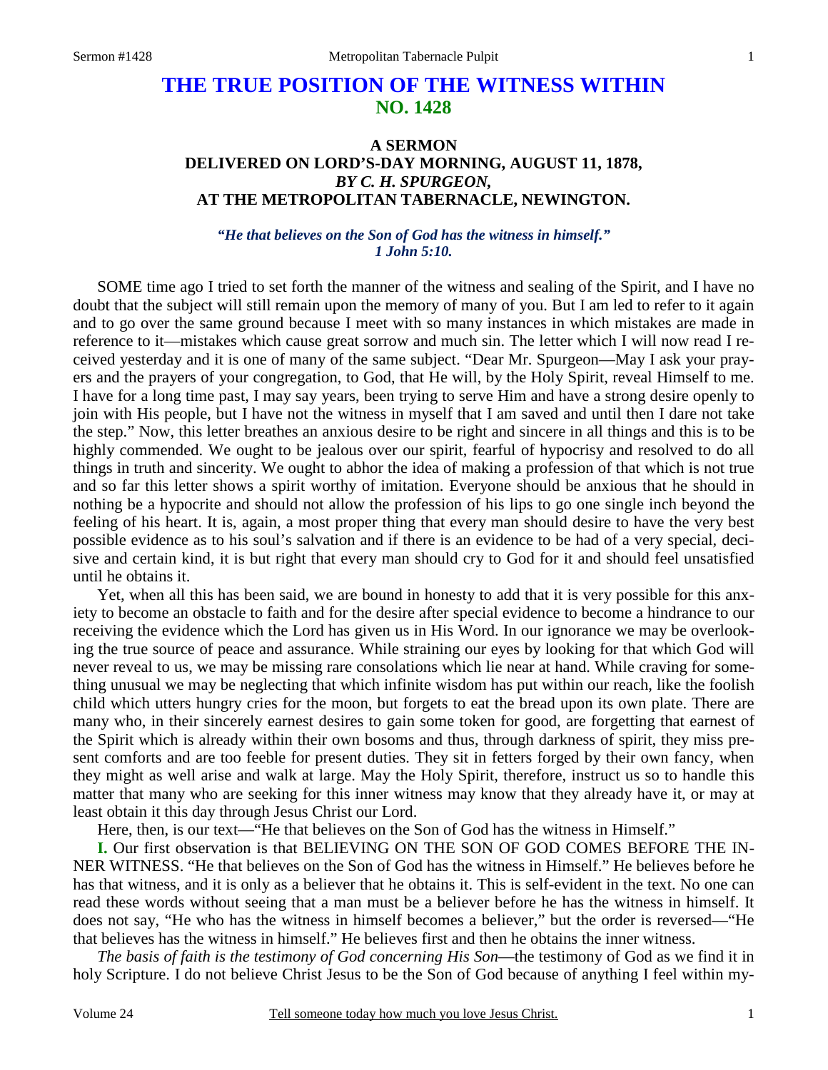# THE TRUE POSITION OF THE WITNESS WITHIN
## NO. 1428

### A SERMON
### DELIVERED ON LORD'S-DAY MORNING, AUGUST 11, 1878,
### *BY C. H. SPURGEON,*
### AT THE METROPOLITAN TABERNACLE, NEWINGTON.

***"He that believes on the Son of God has the witness in himself." 1 John 5:10.***

SOME time ago I tried to set forth the manner of the witness and sealing of the Spirit, and I have no doubt that the subject will still remain upon the memory of many of you. But I am led to refer to it again and to go over the same ground because I meet with so many instances in which mistakes are made in reference to it—mistakes which cause great sorrow and much sin. The letter which I will now read I received yesterday and it is one of many of the same subject. "Dear Mr. Spurgeon—May I ask your prayers and the prayers of your congregation, to God, that He will, by the Holy Spirit, reveal Himself to me. I have for a long time past, I may say years, been trying to serve Him and have a strong desire openly to join with His people, but I have not the witness in myself that I am saved and until then I dare not take the step." Now, this letter breathes an anxious desire to be right and sincere in all things and this is to be highly commended. We ought to be jealous over our spirit, fearful of hypocrisy and resolved to do all things in truth and sincerity. We ought to abhor the idea of making a profession of that which is not true and so far this letter shows a spirit worthy of imitation. Everyone should be anxious that he should in nothing be a hypocrite and should not allow the profession of his lips to go one single inch beyond the feeling of his heart. It is, again, a most proper thing that every man should desire to have the very best possible evidence as to his soul's salvation and if there is an evidence to be had of a very special, decisive and certain kind, it is but right that every man should cry to God for it and should feel unsatisfied until he obtains it.

Yet, when all this has been said, we are bound in honesty to add that it is very possible for this anxiety to become an obstacle to faith and for the desire after special evidence to become a hindrance to our receiving the evidence which the Lord has given us in His Word. In our ignorance we may be overlooking the true source of peace and assurance. While straining our eyes by looking for that which God will never reveal to us, we may be missing rare consolations which lie near at hand. While craving for something unusual we may be neglecting that which infinite wisdom has put within our reach, like the foolish child which utters hungry cries for the moon, but forgets to eat the bread upon its own plate. There are many who, in their sincerely earnest desires to gain some token for good, are forgetting that earnest of the Spirit which is already within their own bosoms and thus, through darkness of spirit, they miss present comforts and are too feeble for present duties. They sit in fetters forged by their own fancy, when they might as well arise and walk at large. May the Holy Spirit, therefore, instruct us so to handle this matter that many who are seeking for this inner witness may know that they already have it, or may at least obtain it this day through Jesus Christ our Lord.

Here, then, is our text—"He that believes on the Son of God has the witness in Himself."

**I.** Our first observation is that BELIEVING ON THE SON OF GOD COMES BEFORE THE INNER WITNESS. "He that believes on the Son of God has the witness in Himself." He believes before he has that witness, and it is only as a believer that he obtains it. This is self-evident in the text. No one can read these words without seeing that a man must be a believer before he has the witness in himself. It does not say, "He who has the witness in himself becomes a believer," but the order is reversed—"He that believes has the witness in himself." He believes first and then he obtains the inner witness.

*The basis of faith is the testimony of God concerning His Son*—the testimony of God as we find it in holy Scripture. I do not believe Christ Jesus to be the Son of God because of anything I feel within my-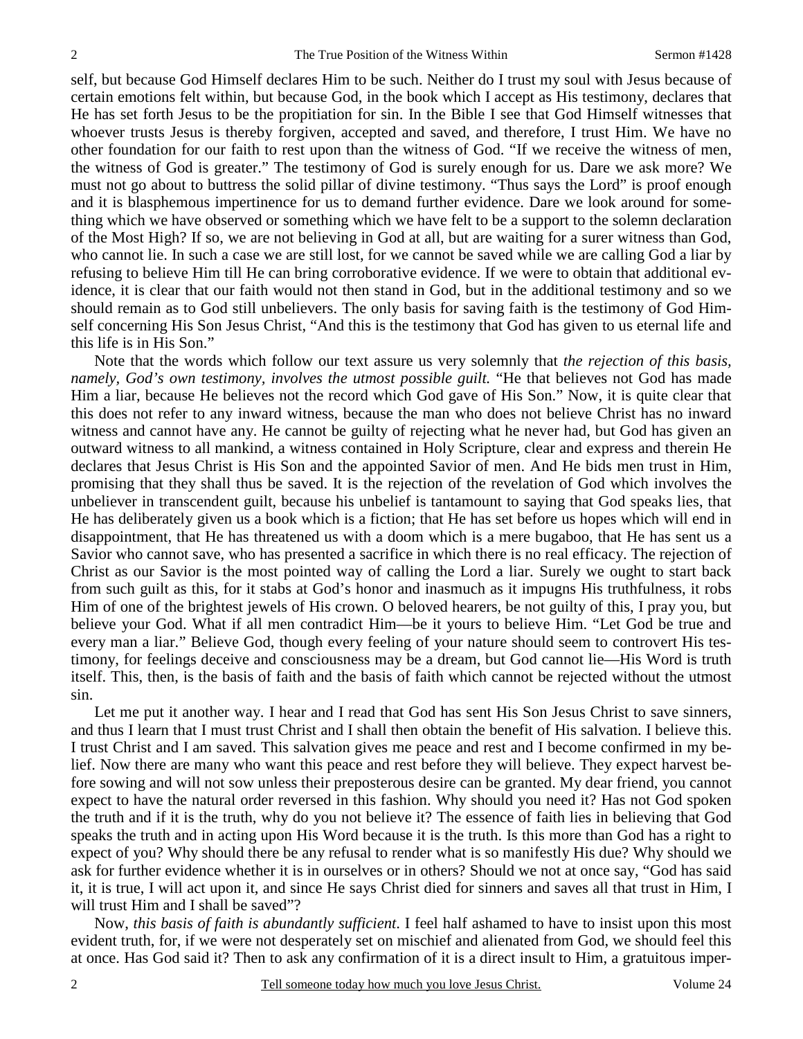self, but because God Himself declares Him to be such. Neither do I trust my soul with Jesus because of certain emotions felt within, but because God, in the book which I accept as His testimony, declares that He has set forth Jesus to be the propitiation for sin. In the Bible I see that God Himself witnesses that whoever trusts Jesus is thereby forgiven, accepted and saved, and therefore, I trust Him. We have no other foundation for our faith to rest upon than the witness of God. "If we receive the witness of men, the witness of God is greater." The testimony of God is surely enough for us. Dare we ask more? We must not go about to buttress the solid pillar of divine testimony. "Thus says the Lord" is proof enough and it is blasphemous impertinence for us to demand further evidence. Dare we look around for something which we have observed or something which we have felt to be a support to the solemn declaration of the Most High? If so, we are not believing in God at all, but are waiting for a surer witness than God, who cannot lie. In such a case we are still lost, for we cannot be saved while we are calling God a liar by refusing to believe Him till He can bring corroborative evidence. If we were to obtain that additional evidence, it is clear that our faith would not then stand in God, but in the additional testimony and so we should remain as to God still unbelievers. The only basis for saving faith is the testimony of God Himself concerning His Son Jesus Christ, "And this is the testimony that God has given to us eternal life and this life is in His Son."

Note that the words which follow our text assure us very solemnly that *the rejection of this basis, namely, God's own testimony, involves the utmost possible guilt.* "He that believes not God has made Him a liar, because He believes not the record which God gave of His Son." Now, it is quite clear that this does not refer to any inward witness, because the man who does not believe Christ has no inward witness and cannot have any. He cannot be guilty of rejecting what he never had, but God has given an outward witness to all mankind, a witness contained in Holy Scripture, clear and express and therein He declares that Jesus Christ is His Son and the appointed Savior of men. And He bids men trust in Him, promising that they shall thus be saved. It is the rejection of the revelation of God which involves the unbeliever in transcendent guilt, because his unbelief is tantamount to saying that God speaks lies, that He has deliberately given us a book which is a fiction; that He has set before us hopes which will end in disappointment, that He has threatened us with a doom which is a mere bugaboo, that He has sent us a Savior who cannot save, who has presented a sacrifice in which there is no real efficacy. The rejection of Christ as our Savior is the most pointed way of calling the Lord a liar. Surely we ought to start back from such guilt as this, for it stabs at God's honor and inasmuch as it impugns His truthfulness, it robs Him of one of the brightest jewels of His crown. O beloved hearers, be not guilty of this, I pray you, but believe your God. What if all men contradict Him—be it yours to believe Him. "Let God be true and every man a liar." Believe God, though every feeling of your nature should seem to controvert His testimony, for feelings deceive and consciousness may be a dream, but God cannot lie—His Word is truth itself. This, then, is the basis of faith and the basis of faith which cannot be rejected without the utmost sin.

Let me put it another way. I hear and I read that God has sent His Son Jesus Christ to save sinners, and thus I learn that I must trust Christ and I shall then obtain the benefit of His salvation. I believe this. I trust Christ and I am saved. This salvation gives me peace and rest and I become confirmed in my belief. Now there are many who want this peace and rest before they will believe. They expect harvest before sowing and will not sow unless their preposterous desire can be granted. My dear friend, you cannot expect to have the natural order reversed in this fashion. Why should you need it? Has not God spoken the truth and if it is the truth, why do you not believe it? The essence of faith lies in believing that God speaks the truth and in acting upon His Word because it is the truth. Is this more than God has a right to expect of you? Why should there be any refusal to render what is so manifestly His due? Why should we ask for further evidence whether it is in ourselves or in others? Should we not at once say, "God has said it, it is true, I will act upon it, and since He says Christ died for sinners and saves all that trust in Him, I will trust Him and I shall be saved"?

Now, *this basis of faith is abundantly sufficient*. I feel half ashamed to have to insist upon this most evident truth, for, if we were not desperately set on mischief and alienated from God, we should feel this at once. Has God said it? Then to ask any confirmation of it is a direct insult to Him, a gratuitous imper-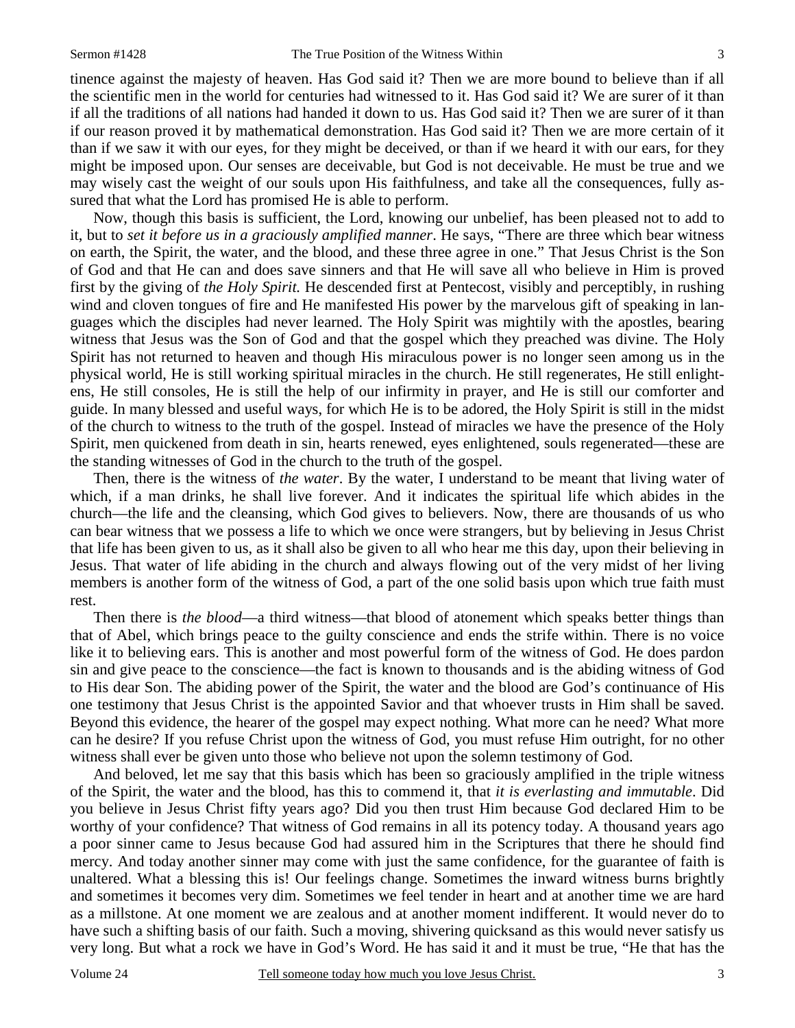tinence against the majesty of heaven. Has God said it? Then we are more bound to believe than if all the scientific men in the world for centuries had witnessed to it. Has God said it? We are surer of it than if all the traditions of all nations had handed it down to us. Has God said it? Then we are surer of it than if our reason proved it by mathematical demonstration. Has God said it? Then we are more certain of it than if we saw it with our eyes, for they might be deceived, or than if we heard it with our ears, for they might be imposed upon. Our senses are deceivable, but God is not deceivable. He must be true and we may wisely cast the weight of our souls upon His faithfulness, and take all the consequences, fully assured that what the Lord has promised He is able to perform.

Now, though this basis is sufficient, the Lord, knowing our unbelief, has been pleased not to add to it, but to *set it before us in a graciously amplified manner*. He says, "There are three which bear witness on earth, the Spirit, the water, and the blood, and these three agree in one." That Jesus Christ is the Son of God and that He can and does save sinners and that He will save all who believe in Him is proved first by the giving of *the Holy Spirit.* He descended first at Pentecost, visibly and perceptibly, in rushing wind and cloven tongues of fire and He manifested His power by the marvelous gift of speaking in languages which the disciples had never learned. The Holy Spirit was mightily with the apostles, bearing witness that Jesus was the Son of God and that the gospel which they preached was divine. The Holy Spirit has not returned to heaven and though His miraculous power is no longer seen among us in the physical world, He is still working spiritual miracles in the church. He still regenerates, He still enlightens, He still consoles, He is still the help of our infirmity in prayer, and He is still our comforter and guide. In many blessed and useful ways, for which He is to be adored, the Holy Spirit is still in the midst of the church to witness to the truth of the gospel. Instead of miracles we have the presence of the Holy Spirit, men quickened from death in sin, hearts renewed, eyes enlightened, souls regenerated—these are the standing witnesses of God in the church to the truth of the gospel.

Then, there is the witness of *the water*. By the water, I understand to be meant that living water of which, if a man drinks, he shall live forever. And it indicates the spiritual life which abides in the church—the life and the cleansing, which God gives to believers. Now, there are thousands of us who can bear witness that we possess a life to which we once were strangers, but by believing in Jesus Christ that life has been given to us, as it shall also be given to all who hear me this day, upon their believing in Jesus. That water of life abiding in the church and always flowing out of the very midst of her living members is another form of the witness of God, a part of the one solid basis upon which true faith must rest.

Then there is *the blood*—a third witness—that blood of atonement which speaks better things than that of Abel, which brings peace to the guilty conscience and ends the strife within. There is no voice like it to believing ears. This is another and most powerful form of the witness of God. He does pardon sin and give peace to the conscience—the fact is known to thousands and is the abiding witness of God to His dear Son. The abiding power of the Spirit, the water and the blood are God's continuance of His one testimony that Jesus Christ is the appointed Savior and that whoever trusts in Him shall be saved. Beyond this evidence, the hearer of the gospel may expect nothing. What more can he need? What more can he desire? If you refuse Christ upon the witness of God, you must refuse Him outright, for no other witness shall ever be given unto those who believe not upon the solemn testimony of God.

And beloved, let me say that this basis which has been so graciously amplified in the triple witness of the Spirit, the water and the blood, has this to commend it, that *it is everlasting and immutable*. Did you believe in Jesus Christ fifty years ago? Did you then trust Him because God declared Him to be worthy of your confidence? That witness of God remains in all its potency today. A thousand years ago a poor sinner came to Jesus because God had assured him in the Scriptures that there he should find mercy. And today another sinner may come with just the same confidence, for the guarantee of faith is unaltered. What a blessing this is! Our feelings change. Sometimes the inward witness burns brightly and sometimes it becomes very dim. Sometimes we feel tender in heart and at another time we are hard as a millstone. At one moment we are zealous and at another moment indifferent. It would never do to have such a shifting basis of our faith. Such a moving, shivering quicksand as this would never satisfy us very long. But what a rock we have in God's Word. He has said it and it must be true, "He that has the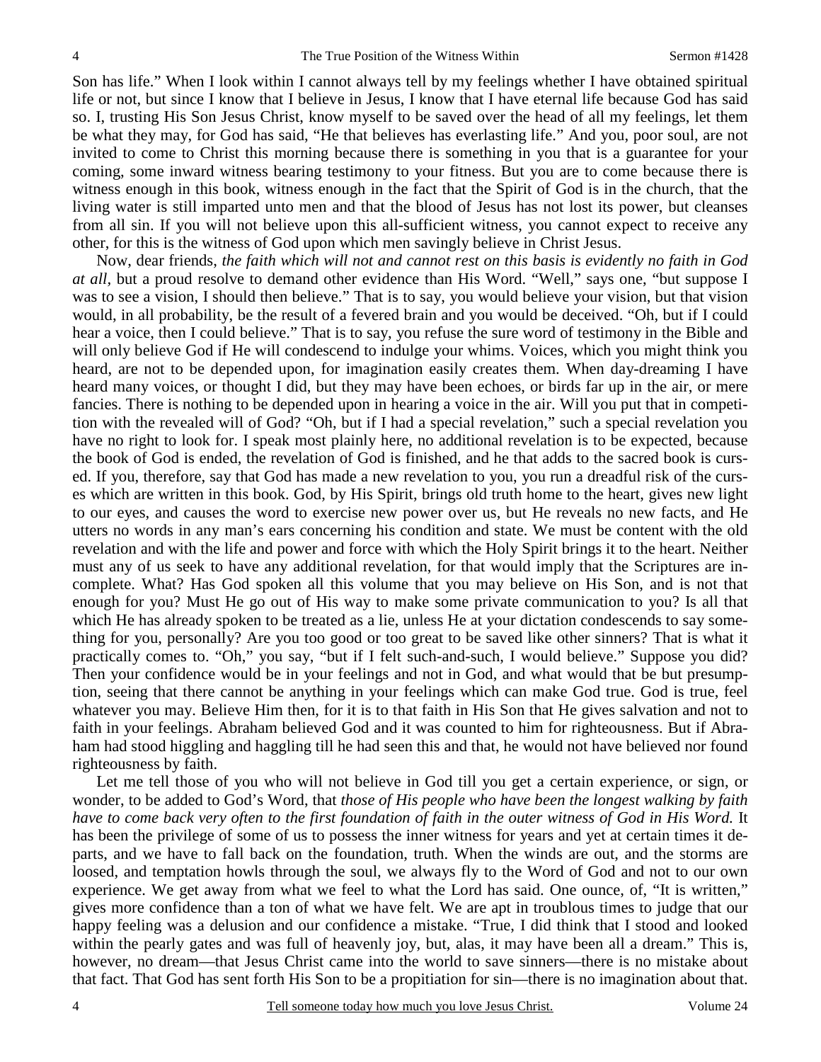Son has life." When I look within I cannot always tell by my feelings whether I have obtained spiritual life or not, but since I know that I believe in Jesus, I know that I have eternal life because God has said so. I, trusting His Son Jesus Christ, know myself to be saved over the head of all my feelings, let them be what they may, for God has said, "He that believes has everlasting life." And you, poor soul, are not invited to come to Christ this morning because there is something in you that is a guarantee for your coming, some inward witness bearing testimony to your fitness. But you are to come because there is witness enough in this book, witness enough in the fact that the Spirit of God is in the church, that the living water is still imparted unto men and that the blood of Jesus has not lost its power, but cleanses from all sin. If you will not believe upon this all-sufficient witness, you cannot expect to receive any other, for this is the witness of God upon which men savingly believe in Christ Jesus.

Now, dear friends, *the faith which will not and cannot rest on this basis is evidently no faith in God at all,* but a proud resolve to demand other evidence than His Word. "Well," says one, "but suppose I was to see a vision, I should then believe." That is to say, you would believe your vision, but that vision would, in all probability, be the result of a fevered brain and you would be deceived. "Oh, but if I could hear a voice, then I could believe." That is to say, you refuse the sure word of testimony in the Bible and will only believe God if He will condescend to indulge your whims. Voices, which you might think you heard, are not to be depended upon, for imagination easily creates them. When day-dreaming I have heard many voices, or thought I did, but they may have been echoes, or birds far up in the air, or mere fancies. There is nothing to be depended upon in hearing a voice in the air. Will you put that in competition with the revealed will of God? "Oh, but if I had a special revelation," such a special revelation you have no right to look for. I speak most plainly here, no additional revelation is to be expected, because the book of God is ended, the revelation of God is finished, and he that adds to the sacred book is cursed. If you, therefore, say that God has made a new revelation to you, you run a dreadful risk of the curses which are written in this book. God, by His Spirit, brings old truth home to the heart, gives new light to our eyes, and causes the word to exercise new power over us, but He reveals no new facts, and He utters no words in any man's ears concerning his condition and state. We must be content with the old revelation and with the life and power and force with which the Holy Spirit brings it to the heart. Neither must any of us seek to have any additional revelation, for that would imply that the Scriptures are incomplete. What? Has God spoken all this volume that you may believe on His Son, and is not that enough for you? Must He go out of His way to make some private communication to you? Is all that which He has already spoken to be treated as a lie, unless He at your dictation condescends to say something for you, personally? Are you too good or too great to be saved like other sinners? That is what it practically comes to. "Oh," you say, "but if I felt such-and-such, I would believe." Suppose you did? Then your confidence would be in your feelings and not in God, and what would that be but presumption, seeing that there cannot be anything in your feelings which can make God true. God is true, feel whatever you may. Believe Him then, for it is to that faith in His Son that He gives salvation and not to faith in your feelings. Abraham believed God and it was counted to him for righteousness. But if Abraham had stood higgling and haggling till he had seen this and that, he would not have believed nor found righteousness by faith.

Let me tell those of you who will not believe in God till you get a certain experience, or sign, or wonder, to be added to God's Word, that *those of His people who have been the longest walking by faith have to come back very often to the first foundation of faith in the outer witness of God in His Word.* It has been the privilege of some of us to possess the inner witness for years and yet at certain times it departs, and we have to fall back on the foundation, truth. When the winds are out, and the storms are loosed, and temptation howls through the soul, we always fly to the Word of God and not to our own experience. We get away from what we feel to what the Lord has said. One ounce, of, "It is written," gives more confidence than a ton of what we have felt. We are apt in troublous times to judge that our happy feeling was a delusion and our confidence a mistake. "True, I did think that I stood and looked within the pearly gates and was full of heavenly joy, but, alas, it may have been all a dream." This is, however, no dream—that Jesus Christ came into the world to save sinners—there is no mistake about that fact. That God has sent forth His Son to be a propitiation for sin—there is no imagination about that.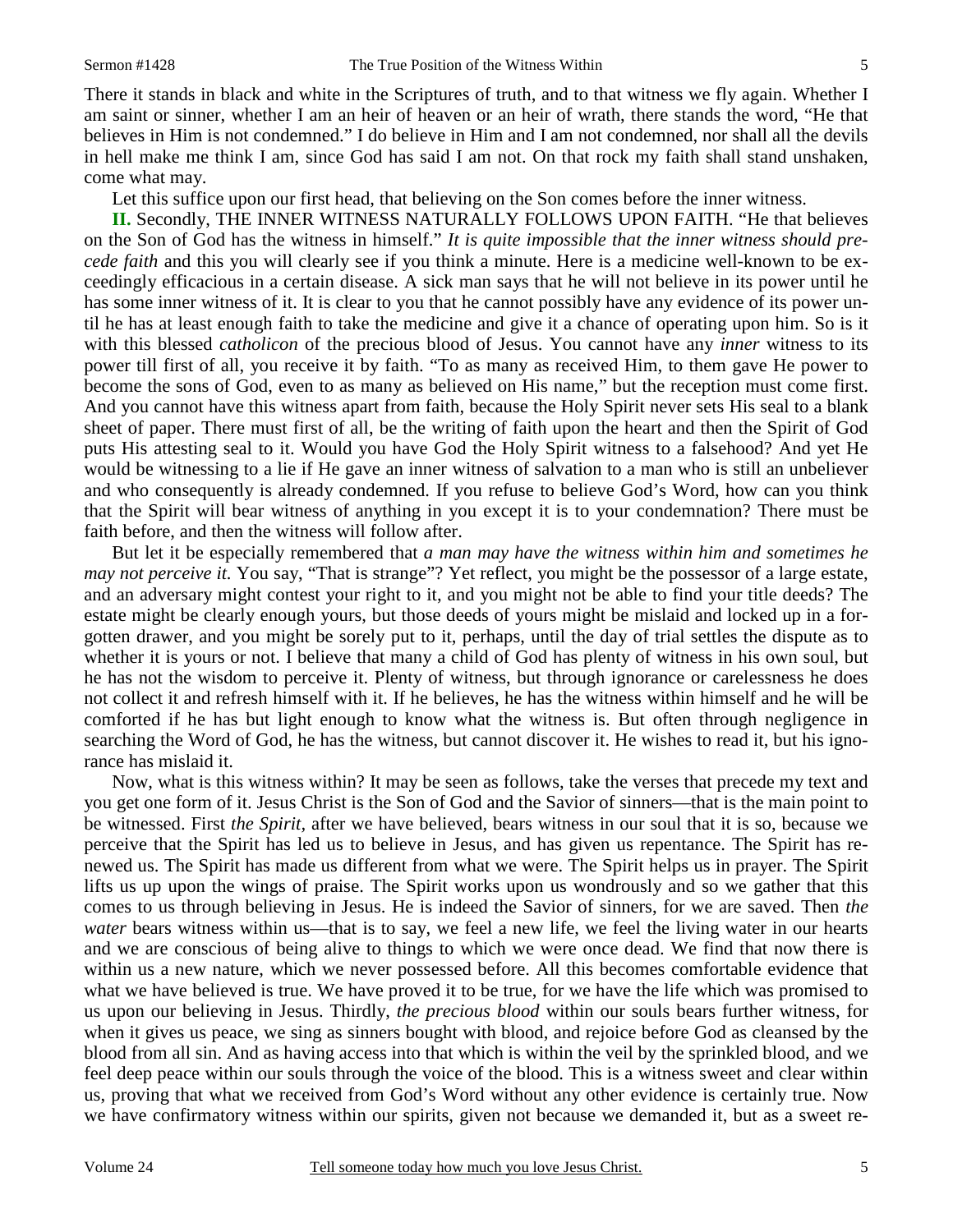There it stands in black and white in the Scriptures of truth, and to that witness we fly again. Whether I am saint or sinner, whether I am an heir of heaven or an heir of wrath, there stands the word, "He that believes in Him is not condemned." I do believe in Him and I am not condemned, nor shall all the devils in hell make me think I am, since God has said I am not. On that rock my faith shall stand unshaken, come what may.

Let this suffice upon our first head, that believing on the Son comes before the inner witness.

**II.** Secondly, THE INNER WITNESS NATURALLY FOLLOWS UPON FAITH. "He that believes on the Son of God has the witness in himself." *It is quite impossible that the inner witness should precede faith* and this you will clearly see if you think a minute. Here is a medicine well-known to be exceedingly efficacious in a certain disease. A sick man says that he will not believe in its power until he has some inner witness of it. It is clear to you that he cannot possibly have any evidence of its power until he has at least enough faith to take the medicine and give it a chance of operating upon him. So is it with this blessed *catholicon* of the precious blood of Jesus. You cannot have any *inner* witness to its power till first of all, you receive it by faith. "To as many as received Him, to them gave He power to become the sons of God, even to as many as believed on His name," but the reception must come first. And you cannot have this witness apart from faith, because the Holy Spirit never sets His seal to a blank sheet of paper. There must first of all, be the writing of faith upon the heart and then the Spirit of God puts His attesting seal to it. Would you have God the Holy Spirit witness to a falsehood? And yet He would be witnessing to a lie if He gave an inner witness of salvation to a man who is still an unbeliever and who consequently is already condemned. If you refuse to believe God's Word, how can you think that the Spirit will bear witness of anything in you except it is to your condemnation? There must be faith before, and then the witness will follow after.

But let it be especially remembered that *a man may have the witness within him and sometimes he may not perceive it.* You say, "That is strange"? Yet reflect, you might be the possessor of a large estate, and an adversary might contest your right to it, and you might not be able to find your title deeds? The estate might be clearly enough yours, but those deeds of yours might be mislaid and locked up in a forgotten drawer, and you might be sorely put to it, perhaps, until the day of trial settles the dispute as to whether it is yours or not. I believe that many a child of God has plenty of witness in his own soul, but he has not the wisdom to perceive it. Plenty of witness, but through ignorance or carelessness he does not collect it and refresh himself with it. If he believes, he has the witness within himself and he will be comforted if he has but light enough to know what the witness is. But often through negligence in searching the Word of God, he has the witness, but cannot discover it. He wishes to read it, but his ignorance has mislaid it.

Now, what is this witness within? It may be seen as follows, take the verses that precede my text and you get one form of it. Jesus Christ is the Son of God and the Savior of sinners—that is the main point to be witnessed. First *the Spirit*, after we have believed, bears witness in our soul that it is so, because we perceive that the Spirit has led us to believe in Jesus, and has given us repentance. The Spirit has renewed us. The Spirit has made us different from what we were. The Spirit helps us in prayer. The Spirit lifts us up upon the wings of praise. The Spirit works upon us wondrously and so we gather that this comes to us through believing in Jesus. He is indeed the Savior of sinners, for we are saved. Then *the water* bears witness within us—that is to say, we feel a new life, we feel the living water in our hearts and we are conscious of being alive to things to which we were once dead. We find that now there is within us a new nature, which we never possessed before. All this becomes comfortable evidence that what we have believed is true. We have proved it to be true, for we have the life which was promised to us upon our believing in Jesus. Thirdly, *the precious blood* within our souls bears further witness, for when it gives us peace, we sing as sinners bought with blood, and rejoice before God as cleansed by the blood from all sin. And as having access into that which is within the veil by the sprinkled blood, and we feel deep peace within our souls through the voice of the blood. This is a witness sweet and clear within us, proving that what we received from God's Word without any other evidence is certainly true. Now we have confirmatory witness within our spirits, given not because we demanded it, but as a sweet re-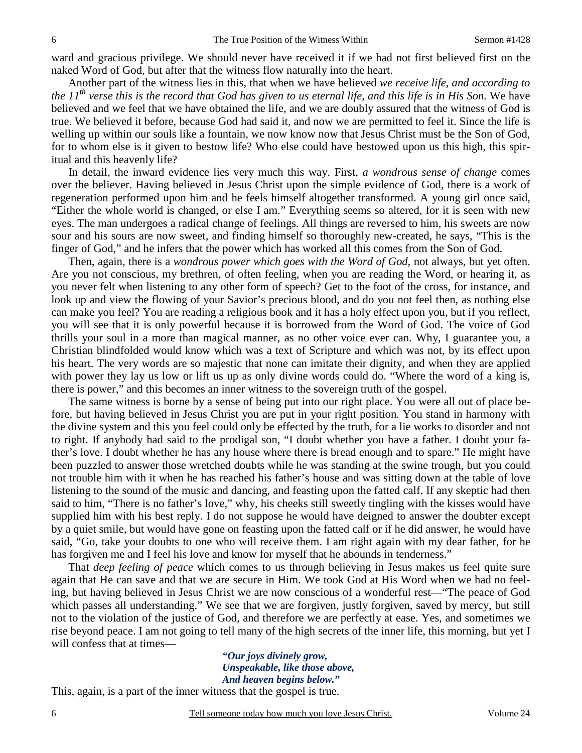ward and gracious privilege. We should never have received it if we had not first believed first on the naked Word of God, but after that the witness flow naturally into the heart.

Another part of the witness lies in this, that when we have believed *we receive life, and according to the 11th verse this is the record that God has given to us eternal life, and this life is in His Son.* We have believed and we feel that we have obtained the life, and we are doubly assured that the witness of God is true. We believed it before, because God had said it, and now we are permitted to feel it. Since the life is welling up within our souls like a fountain, we now know now that Jesus Christ must be the Son of God, for to whom else is it given to bestow life? Who else could have bestowed upon us this high, this spiritual and this heavenly life?

In detail, the inward evidence lies very much this way. First, *a wondrous sense of change* comes over the believer. Having believed in Jesus Christ upon the simple evidence of God, there is a work of regeneration performed upon him and he feels himself altogether transformed. A young girl once said, "Either the whole world is changed, or else I am." Everything seems so altered, for it is seen with new eyes. The man undergoes a radical change of feelings. All things are reversed to him, his sweets are now sour and his sours are now sweet, and finding himself so thoroughly new-created, he says, "This is the finger of God," and he infers that the power which has worked all this comes from the Son of God.

Then, again, there is a *wondrous power which goes with the Word of God,* not always, but yet often. Are you not conscious, my brethren, of often feeling, when you are reading the Word, or hearing it, as you never felt when listening to any other form of speech? Get to the foot of the cross, for instance, and look up and view the flowing of your Savior's precious blood, and do you not feel then, as nothing else can make you feel? You are reading a religious book and it has a holy effect upon you, but if you reflect, you will see that it is only powerful because it is borrowed from the Word of God. The voice of God thrills your soul in a more than magical manner, as no other voice ever can. Why, I guarantee you, a Christian blindfolded would know which was a text of Scripture and which was not, by its effect upon his heart. The very words are so majestic that none can imitate their dignity, and when they are applied with power they lay us low or lift us up as only divine words could do. "Where the word of a king is, there is power," and this becomes an inner witness to the sovereign truth of the gospel.

The same witness is borne by a sense of being put into our right place. You were all out of place before, but having believed in Jesus Christ you are put in your right position. You stand in harmony with the divine system and this you feel could only be effected by the truth, for a lie works to disorder and not to right. If anybody had said to the prodigal son, "I doubt whether you have a father. I doubt your father's love. I doubt whether he has any house where there is bread enough and to spare." He might have been puzzled to answer those wretched doubts while he was standing at the swine trough, but you could not trouble him with it when he has reached his father's house and was sitting down at the table of love listening to the sound of the music and dancing, and feasting upon the fatted calf. If any skeptic had then said to him, "There is no father's love," why, his cheeks still sweetly tingling with the kisses would have supplied him with his best reply. I do not suppose he would have deigned to answer the doubter except by a quiet smile, but would have gone on feasting upon the fatted calf or if he did answer, he would have said, "Go, take your doubts to one who will receive them. I am right again with my dear father, for he has forgiven me and I feel his love and know for myself that he abounds in tenderness."

That *deep feeling of peace* which comes to us through believing in Jesus makes us feel quite sure again that He can save and that we are secure in Him. We took God at His Word when we had no feeling, but having believed in Jesus Christ we are now conscious of a wonderful rest—"The peace of God which passes all understanding." We see that we are forgiven, justly forgiven, saved by mercy, but still not to the violation of the justice of God, and therefore we are perfectly at ease. Yes, and sometimes we rise beyond peace. I am not going to tell many of the high secrets of the inner life, this morning, but yet I will confess that at times—

> ***"Our joys divinely grow,***
> ***Unspeakable, like those above,***
> ***And heaven begins below."***

This, again, is a part of the inner witness that the gospel is true.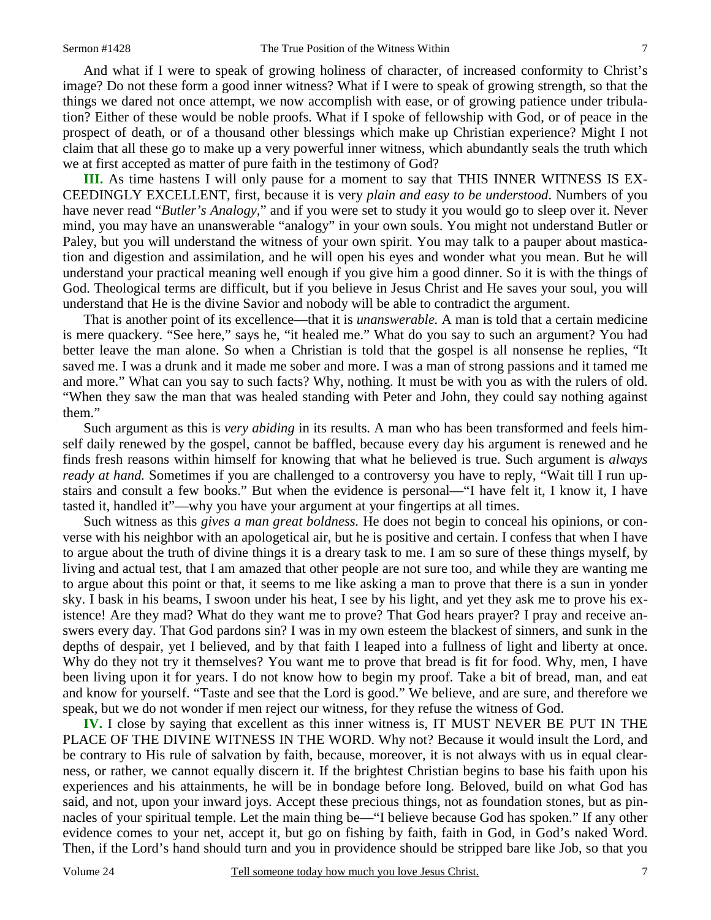And what if I were to speak of growing holiness of character, of increased conformity to Christ's image? Do not these form a good inner witness? What if I were to speak of growing strength, so that the things we dared not once attempt, we now accomplish with ease, or of growing patience under tribulation? Either of these would be noble proofs. What if I spoke of fellowship with God, or of peace in the prospect of death, or of a thousand other blessings which make up Christian experience? Might I not claim that all these go to make up a very powerful inner witness, which abundantly seals the truth which we at first accepted as matter of pure faith in the testimony of God?

**III.** As time hastens I will only pause for a moment to say that THIS INNER WITNESS IS EXCEEDINGLY EXCELLENT, first, because it is very *plain and easy to be understood*. Numbers of you have never read "*Butler's Analogy*," and if you were set to study it you would go to sleep over it. Never mind, you may have an unanswerable "analogy" in your own souls. You might not understand Butler or Paley, but you will understand the witness of your own spirit. You may talk to a pauper about mastication and digestion and assimilation, and he will open his eyes and wonder what you mean. But he will understand your practical meaning well enough if you give him a good dinner. So it is with the things of God. Theological terms are difficult, but if you believe in Jesus Christ and He saves your soul, you will understand that He is the divine Savior and nobody will be able to contradict the argument.

That is another point of its excellence—that it is *unanswerable.* A man is told that a certain medicine is mere quackery. "See here," says he, "it healed me." What do you say to such an argument? You had better leave the man alone. So when a Christian is told that the gospel is all nonsense he replies, "It saved me. I was a drunk and it made me sober and more. I was a man of strong passions and it tamed me and more." What can you say to such facts? Why, nothing. It must be with you as with the rulers of old. "When they saw the man that was healed standing with Peter and John, they could say nothing against them."

Such argument as this is *very abiding* in its results. A man who has been transformed and feels himself daily renewed by the gospel, cannot be baffled, because every day his argument is renewed and he finds fresh reasons within himself for knowing that what he believed is true. Such argument is *always ready at hand.* Sometimes if you are challenged to a controversy you have to reply, "Wait till I run upstairs and consult a few books." But when the evidence is personal—"I have felt it, I know it, I have tasted it, handled it"—why you have your argument at your fingertips at all times.

Such witness as this *gives a man great boldness.* He does not begin to conceal his opinions, or converse with his neighbor with an apologetical air, but he is positive and certain. I confess that when I have to argue about the truth of divine things it is a dreary task to me. I am so sure of these things myself, by living and actual test, that I am amazed that other people are not sure too, and while they are wanting me to argue about this point or that, it seems to me like asking a man to prove that there is a sun in yonder sky. I bask in his beams, I swoon under his heat, I see by his light, and yet they ask me to prove his existence! Are they mad? What do they want me to prove? That God hears prayer? I pray and receive answers every day. That God pardons sin? I was in my own esteem the blackest of sinners, and sunk in the depths of despair, yet I believed, and by that faith I leaped into a fullness of light and liberty at once. Why do they not try it themselves? You want me to prove that bread is fit for food. Why, men, I have been living upon it for years. I do not know how to begin my proof. Take a bit of bread, man, and eat and know for yourself. "Taste and see that the Lord is good." We believe, and are sure, and therefore we speak, but we do not wonder if men reject our witness, for they refuse the witness of God.

**IV.** I close by saying that excellent as this inner witness is, IT MUST NEVER BE PUT IN THE PLACE OF THE DIVINE WITNESS IN THE WORD. Why not? Because it would insult the Lord, and be contrary to His rule of salvation by faith, because, moreover, it is not always with us in equal clearness, or rather, we cannot equally discern it. If the brightest Christian begins to base his faith upon his experiences and his attainments, he will be in bondage before long. Beloved, build on what God has said, and not, upon your inward joys. Accept these precious things, not as foundation stones, but as pinnacles of your spiritual temple. Let the main thing be—"I believe because God has spoken." If any other evidence comes to your net, accept it, but go on fishing by faith, faith in God, in God's naked Word. Then, if the Lord's hand should turn and you in providence should be stripped bare like Job, so that you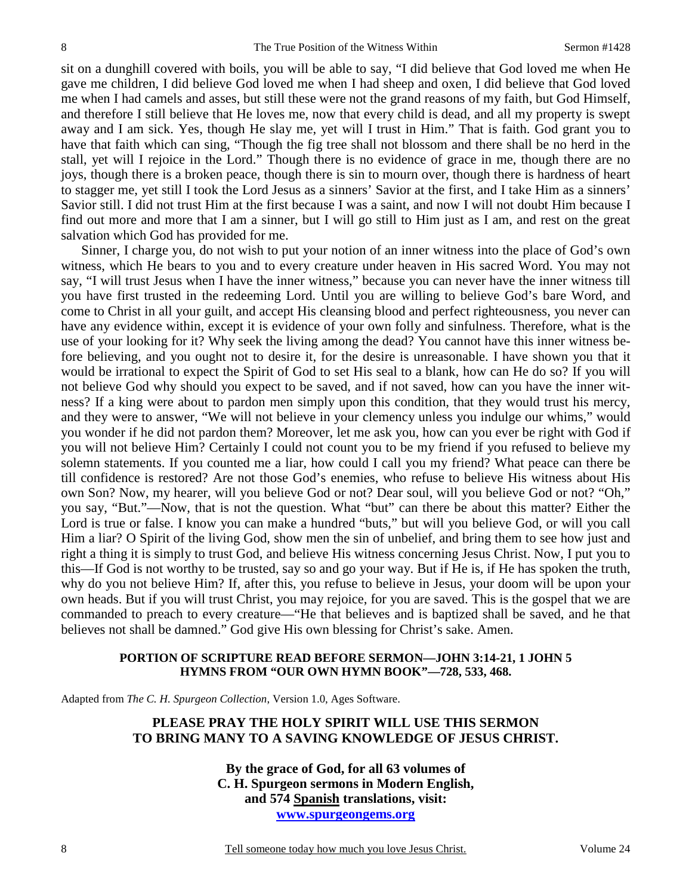sit on a dunghill covered with boils, you will be able to say, "I did believe that God loved me when He gave me children, I did believe God loved me when I had sheep and oxen, I did believe that God loved me when I had camels and asses, but still these were not the grand reasons of my faith, but God Himself, and therefore I still believe that He loves me, now that every child is dead, and all my property is swept away and I am sick. Yes, though He slay me, yet will I trust in Him." That is faith. God grant you to have that faith which can sing, "Though the fig tree shall not blossom and there shall be no herd in the stall, yet will I rejoice in the Lord." Though there is no evidence of grace in me, though there are no joys, though there is a broken peace, though there is sin to mourn over, though there is hardness of heart to stagger me, yet still I took the Lord Jesus as a sinners' Savior at the first, and I take Him as a sinners' Savior still. I did not trust Him at the first because I was a saint, and now I will not doubt Him because I find out more and more that I am a sinner, but I will go still to Him just as I am, and rest on the great salvation which God has provided for me.

Sinner, I charge you, do not wish to put your notion of an inner witness into the place of God's own witness, which He bears to you and to every creature under heaven in His sacred Word. You may not say, "I will trust Jesus when I have the inner witness," because you can never have the inner witness till you have first trusted in the redeeming Lord. Until you are willing to believe God's bare Word, and come to Christ in all your guilt, and accept His cleansing blood and perfect righteousness, you never can have any evidence within, except it is evidence of your own folly and sinfulness. Therefore, what is the use of your looking for it? Why seek the living among the dead? You cannot have this inner witness before believing, and you ought not to desire it, for the desire is unreasonable. I have shown you that it would be irrational to expect the Spirit of God to set His seal to a blank, how can He do so? If you will not believe God why should you expect to be saved, and if not saved, how can you have the inner witness? If a king were about to pardon men simply upon this condition, that they would trust his mercy, and they were to answer, "We will not believe in your clemency unless you indulge our whims," would you wonder if he did not pardon them? Moreover, let me ask you, how can you ever be right with God if you will not believe Him? Certainly I could not count you to be my friend if you refused to believe my solemn statements. If you counted me a liar, how could I call you my friend? What peace can there be till confidence is restored? Are not those God's enemies, who refuse to believe His witness about His own Son? Now, my hearer, will you believe God or not? Dear soul, will you believe God or not? "Oh," you say, "But."—Now, that is not the question. What "but" can there be about this matter? Either the Lord is true or false. I know you can make a hundred "buts," but will you believe God, or will you call Him a liar? O Spirit of the living God, show men the sin of unbelief, and bring them to see how just and right a thing it is simply to trust God, and believe His witness concerning Jesus Christ. Now, I put you to this—If God is not worthy to be trusted, say so and go your way. But if He is, if He has spoken the truth, why do you not believe Him? If, after this, you refuse to believe in Jesus, your doom will be upon your own heads. But if you will trust Christ, you may rejoice, for you are saved. This is the gospel that we are commanded to preach to every creature—"He that believes and is baptized shall be saved, and he that believes not shall be damned." God give His own blessing for Christ's sake. Amen.

**PORTION OF SCRIPTURE READ BEFORE SERMON—JOHN 3:14-21, 1 JOHN 5**
**HYMNS FROM "OUR OWN HYMN BOOK"—728, 533, 468.**

Adapted from *The C. H. Spurgeon Collection*, Version 1.0, Ages Software.

**PLEASE PRAY THE HOLY SPIRIT WILL USE THIS SERMON TO BRING MANY TO A SAVING KNOWLEDGE OF JESUS CHRIST.**

**By the grace of God, for all 63 volumes of C. H. Spurgeon sermons in Modern English, and 574 Spanish translations, visit: www.spurgeongems.org**

Tell someone today how much you love Jesus Christ.